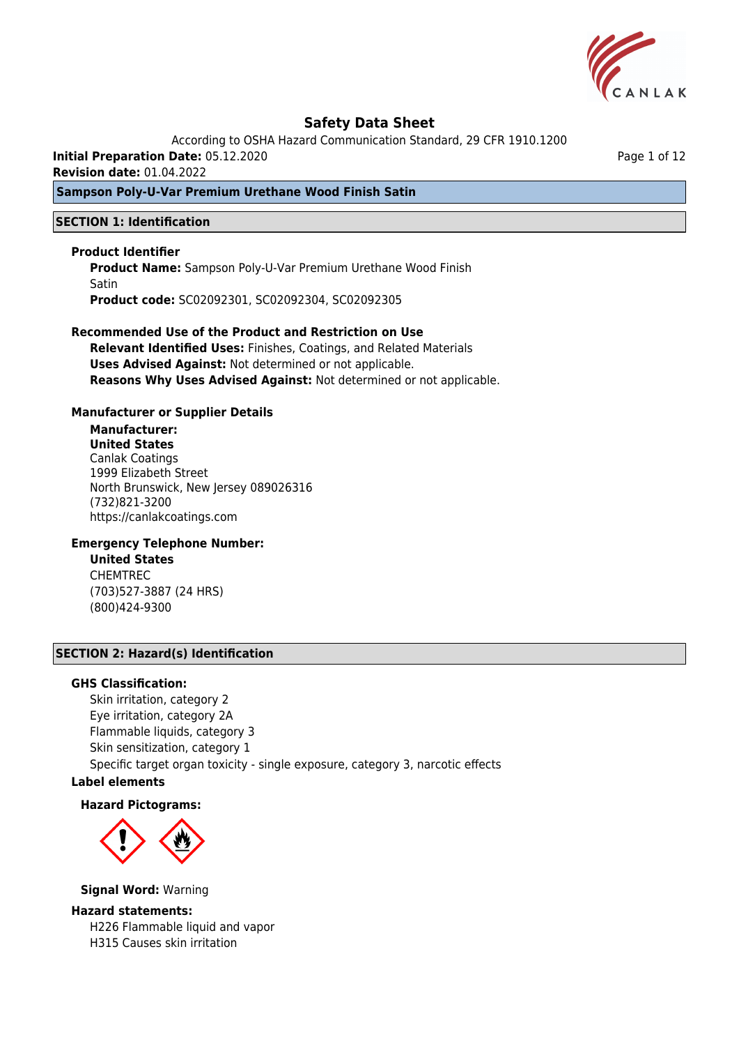# Safety Data Sheet

According to OSHA Hazard Communication Standard, 29 CFR 1910.1200

**Initial Preparation Date:** 05.12.2020

**Revision date:** 01.04.2022

## Sampson Poly-U-Var Premium Urethane Wood Finish Satin

## SECTION 1: Identification

### Product Identifier

**Product Name:** Sampson Poly-U-Var Premium Urethane Wood Finish Satin

**Product code:** SC02092301, SC02092304, SC02092305

### Recommended Use of the Product and Restriction on Use

**Relevant Identified Uses:** Finishes, Coatings, and Related Materials

**Uses Advised Against:** Not determined or not applicable.

**Reasons Why Uses Advised Against:** Not determined or not applicable.

### Manufacturer or Supplier Details

**Manufacturer:**

**United States**

Canlak Coatings
1999 Elizabeth Street
North Brunswick, New Jersey 089026316
(732)821-3200
https://canlakcoatings.com

### Emergency Telephone Number:

**United States**

CHEMTREC
(703)527-3887 (24 HRS)
(800)424-9300

## SECTION 2: Hazard(s) Identification

### GHS Classification:

Skin irritation, category 2
Eye irritation, category 2A
Flammable liquids, category 3
Skin sensitization, category 1
Specific target organ toxicity - single exposure, category 3, narcotic effects

### Label elements

**Hazard Pictograms:**

**Signal Word:** Warning

### Hazard statements:

H226 Flammable liquid and vapor
H315 Causes skin irritation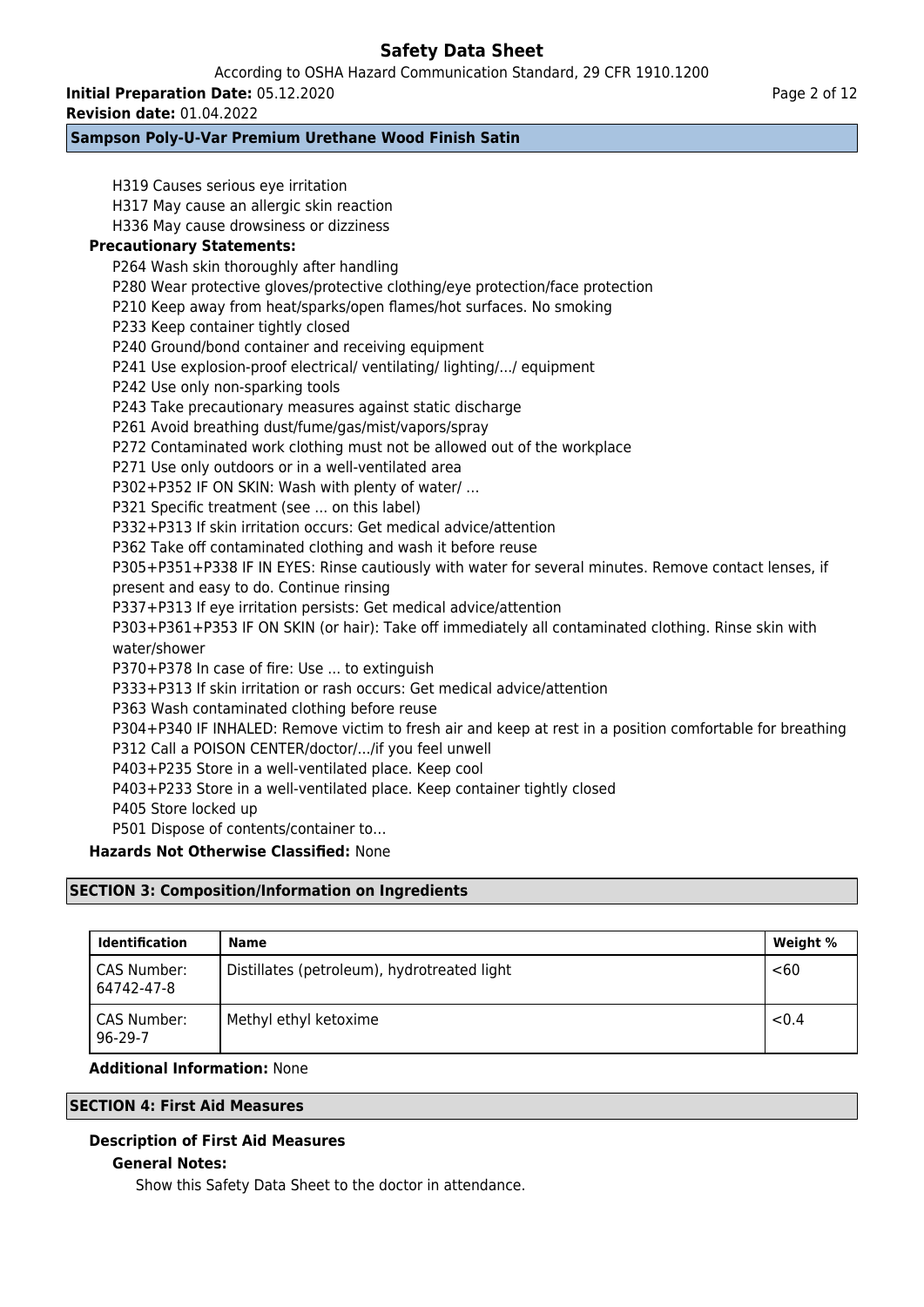H319 Causes serious eye irritation
H317 May cause an allergic skin reaction
H336 May cause drowsiness or dizziness

**Precautionary Statements:**

P264 Wash skin thoroughly after handling
P280 Wear protective gloves/protective clothing/eye protection/face protection
P210 Keep away from heat/sparks/open flames/hot surfaces. No smoking
P233 Keep container tightly closed
P240 Ground/bond container and receiving equipment
P241 Use explosion-proof electrical/ ventilating/ lighting/.../ equipment
P242 Use only non-sparking tools
P243 Take precautionary measures against static discharge
P261 Avoid breathing dust/fume/gas/mist/vapors/spray
P272 Contaminated work clothing must not be allowed out of the workplace
P271 Use only outdoors or in a well-ventilated area
P302+P352 IF ON SKIN: Wash with plenty of water/ …
P321 Specific treatment (see ... on this label)
P332+P313 If skin irritation occurs: Get medical advice/attention
P362 Take off contaminated clothing and wash it before reuse
P305+P351+P338 IF IN EYES: Rinse cautiously with water for several minutes. Remove contact lenses, if present and easy to do. Continue rinsing
P337+P313 If eye irritation persists: Get medical advice/attention
P303+P361+P353 IF ON SKIN (or hair): Take off immediately all contaminated clothing. Rinse skin with water/shower
P370+P378 In case of fire: Use ... to extinguish
P333+P313 If skin irritation or rash occurs: Get medical advice/attention
P363 Wash contaminated clothing before reuse
P304+P340 IF INHALED: Remove victim to fresh air and keep at rest in a position comfortable for breathing
P312 Call a POISON CENTER/doctor/.../if you feel unwell
P403+P235 Store in a well-ventilated place. Keep cool
P403+P233 Store in a well-ventilated place. Keep container tightly closed
P405 Store locked up
P501 Dispose of contents/container to…

**Hazards Not Otherwise Classified:** None

## SECTION 3: Composition/Information on Ingredients

| Identification | Name | Weight % |
|---|---|---|
| CAS Number: 64742-47-8 | Distillates (petroleum), hydrotreated light | <60 |
| CAS Number: 96-29-7 | Methyl ethyl ketoxime | <0.4 |

**Additional Information:** None

## SECTION 4: First Aid Measures

### Description of First Aid Measures

**General Notes:**

Show this Safety Data Sheet to the doctor in attendance.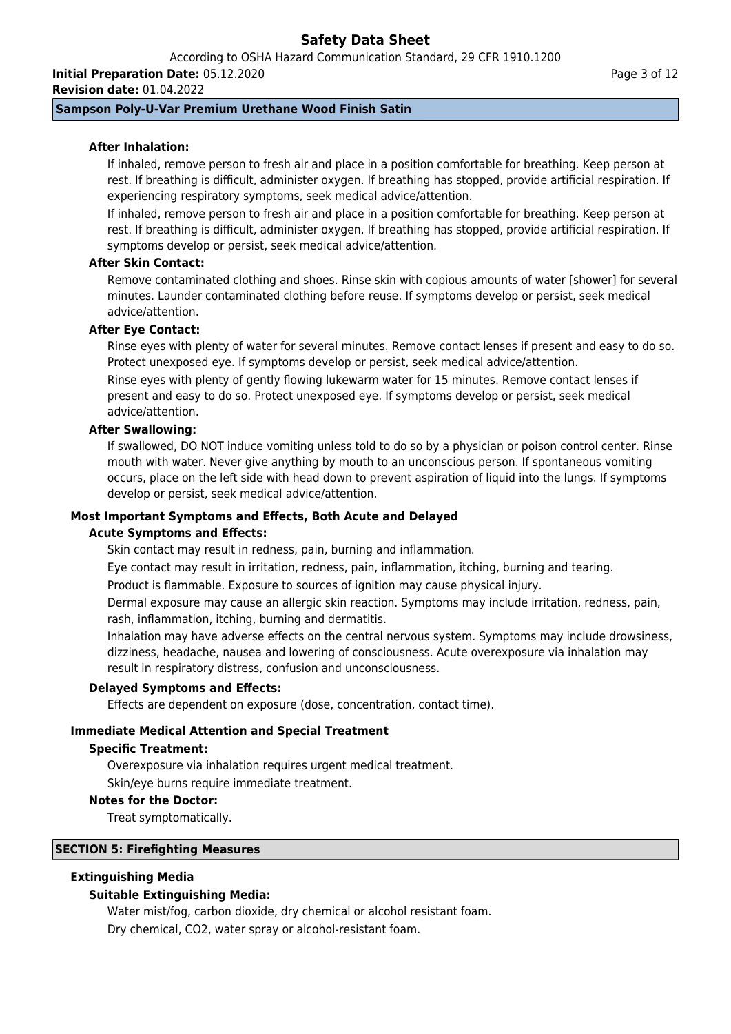**After Inhalation:**

If inhaled, remove person to fresh air and place in a position comfortable for breathing. Keep person at rest. If breathing is difficult, administer oxygen. If breathing has stopped, provide artificial respiration. If experiencing respiratory symptoms, seek medical advice/attention.

If inhaled, remove person to fresh air and place in a position comfortable for breathing. Keep person at rest. If breathing is difficult, administer oxygen. If breathing has stopped, provide artificial respiration. If symptoms develop or persist, seek medical advice/attention.

**After Skin Contact:**

Remove contaminated clothing and shoes. Rinse skin with copious amounts of water [shower] for several minutes. Launder contaminated clothing before reuse. If symptoms develop or persist, seek medical advice/attention.

**After Eye Contact:**

Rinse eyes with plenty of water for several minutes. Remove contact lenses if present and easy to do so. Protect unexposed eye. If symptoms develop or persist, seek medical advice/attention.

Rinse eyes with plenty of gently flowing lukewarm water for 15 minutes. Remove contact lenses if present and easy to do so. Protect unexposed eye. If symptoms develop or persist, seek medical advice/attention.

**After Swallowing:**

If swallowed, DO NOT induce vomiting unless told to do so by a physician or poison control center. Rinse mouth with water. Never give anything by mouth to an unconscious person. If spontaneous vomiting occurs, place on the left side with head down to prevent aspiration of liquid into the lungs. If symptoms develop or persist, seek medical advice/attention.

### Most Important Symptoms and Effects, Both Acute and Delayed

**Acute Symptoms and Effects:**

Skin contact may result in redness, pain, burning and inflammation.

Eye contact may result in irritation, redness, pain, inflammation, itching, burning and tearing.

Product is flammable. Exposure to sources of ignition may cause physical injury.

Dermal exposure may cause an allergic skin reaction. Symptoms may include irritation, redness, pain, rash, inflammation, itching, burning and dermatitis.

Inhalation may have adverse effects on the central nervous system. Symptoms may include drowsiness, dizziness, headache, nausea and lowering of consciousness. Acute overexposure via inhalation may result in respiratory distress, confusion and unconsciousness.

**Delayed Symptoms and Effects:**

Effects are dependent on exposure (dose, concentration, contact time).

### Immediate Medical Attention and Special Treatment

**Specific Treatment:**

Overexposure via inhalation requires urgent medical treatment.

Skin/eye burns require immediate treatment.

**Notes for the Doctor:**

Treat symptomatically.

## SECTION 5: Firefighting Measures

### Extinguishing Media

**Suitable Extinguishing Media:**

Water mist/fog, carbon dioxide, dry chemical or alcohol resistant foam.

Dry chemical, $CO_2$, water spray or alcohol-resistant foam.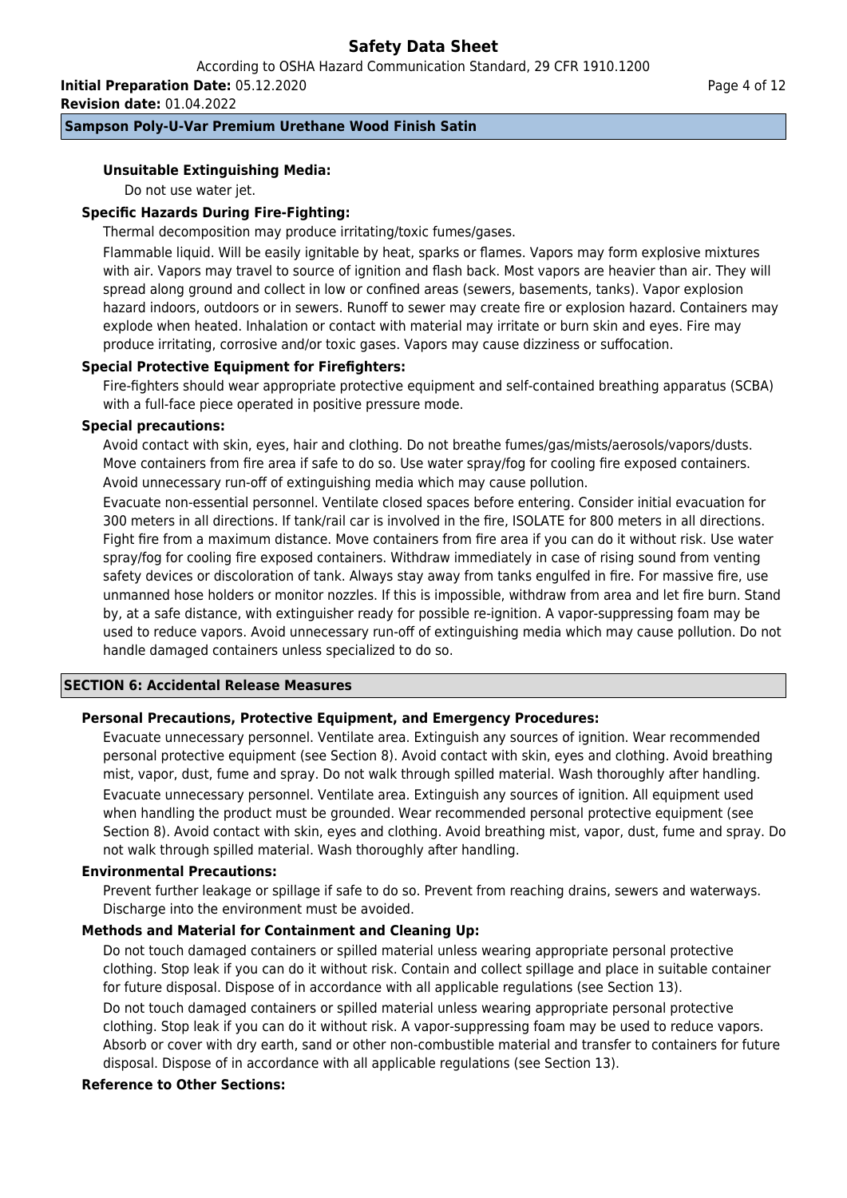**Unsuitable Extinguishing Media:**

Do not use water jet.

**Specific Hazards During Fire-Fighting:**

Thermal decomposition may produce irritating/toxic fumes/gases.

Flammable liquid. Will be easily ignitable by heat, sparks or flames. Vapors may form explosive mixtures with air. Vapors may travel to source of ignition and flash back. Most vapors are heavier than air. They will spread along ground and collect in low or confined areas (sewers, basements, tanks). Vapor explosion hazard indoors, outdoors or in sewers. Runoff to sewer may create fire or explosion hazard. Containers may explode when heated. Inhalation or contact with material may irritate or burn skin and eyes. Fire may produce irritating, corrosive and/or toxic gases. Vapors may cause dizziness or suffocation.

**Special Protective Equipment for Firefighters:**

Fire-fighters should wear appropriate protective equipment and self-contained breathing apparatus (SCBA) with a full-face piece operated in positive pressure mode.

**Special precautions:**

Avoid contact with skin, eyes, hair and clothing. Do not breathe fumes/gas/mists/aerosols/vapors/dusts. Move containers from fire area if safe to do so. Use water spray/fog for cooling fire exposed containers. Avoid unnecessary run-off of extinguishing media which may cause pollution.

Evacuate non-essential personnel. Ventilate closed spaces before entering. Consider initial evacuation for 300 meters in all directions. If tank/rail car is involved in the fire, ISOLATE for 800 meters in all directions. Fight fire from a maximum distance. Move containers from fire area if you can do it without risk. Use water spray/fog for cooling fire exposed containers. Withdraw immediately in case of rising sound from venting safety devices or discoloration of tank. Always stay away from tanks engulfed in fire. For massive fire, use unmanned hose holders or monitor nozzles. If this is impossible, withdraw from area and let fire burn. Stand by, at a safe distance, with extinguisher ready for possible re-ignition. A vapor-suppressing foam may be used to reduce vapors. Avoid unnecessary run-off of extinguishing media which may cause pollution. Do not handle damaged containers unless specialized to do so.

## SECTION 6: Accidental Release Measures

**Personal Precautions, Protective Equipment, and Emergency Procedures:**

Evacuate unnecessary personnel. Ventilate area. Extinguish any sources of ignition. Wear recommended personal protective equipment (see Section 8). Avoid contact with skin, eyes and clothing. Avoid breathing mist, vapor, dust, fume and spray. Do not walk through spilled material. Wash thoroughly after handling.

Evacuate unnecessary personnel. Ventilate area. Extinguish any sources of ignition. All equipment used when handling the product must be grounded. Wear recommended personal protective equipment (see Section 8). Avoid contact with skin, eyes and clothing. Avoid breathing mist, vapor, dust, fume and spray. Do not walk through spilled material. Wash thoroughly after handling.

**Environmental Precautions:**

Prevent further leakage or spillage if safe to do so. Prevent from reaching drains, sewers and waterways. Discharge into the environment must be avoided.

**Methods and Material for Containment and Cleaning Up:**

Do not touch damaged containers or spilled material unless wearing appropriate personal protective clothing. Stop leak if you can do it without risk. Contain and collect spillage and place in suitable container for future disposal. Dispose of in accordance with all applicable regulations (see Section 13).

Do not touch damaged containers or spilled material unless wearing appropriate personal protective clothing. Stop leak if you can do it without risk. A vapor-suppressing foam may be used to reduce vapors. Absorb or cover with dry earth, sand or other non-combustible material and transfer to containers for future disposal. Dispose of in accordance with all applicable regulations (see Section 13).

**Reference to Other Sections:**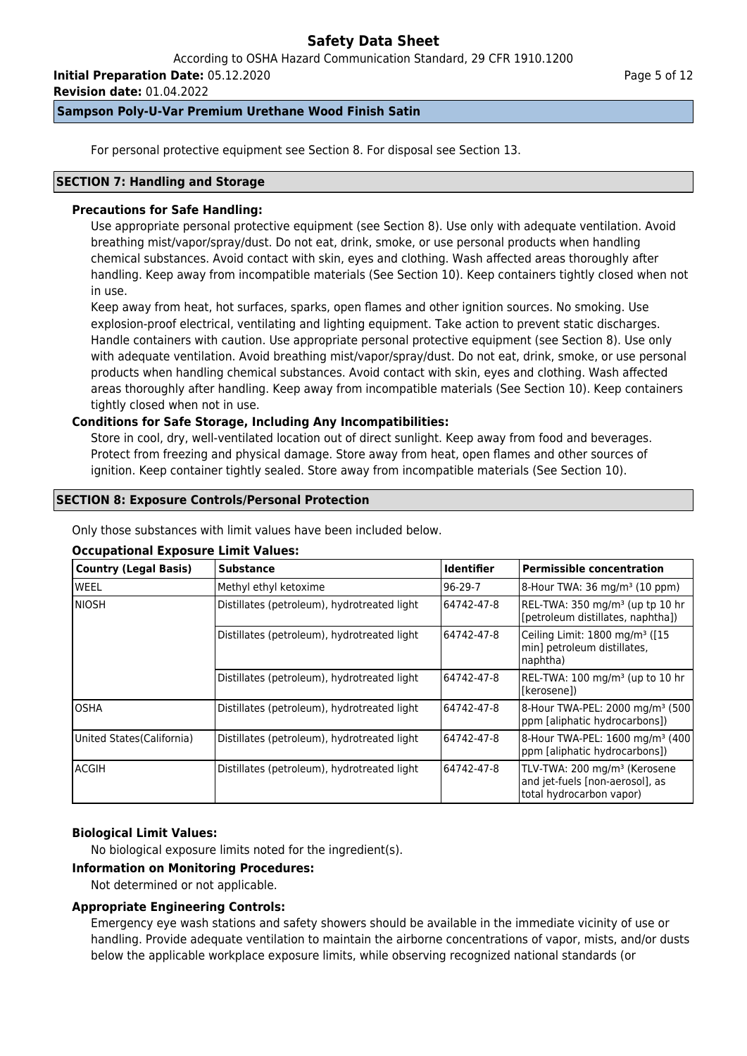For personal protective equipment see Section 8. For disposal see Section 13.

## SECTION 7: Handling and Storage

**Precautions for Safe Handling:**

Use appropriate personal protective equipment (see Section 8). Use only with adequate ventilation. Avoid breathing mist/vapor/spray/dust. Do not eat, drink, smoke, or use personal products when handling chemical substances. Avoid contact with skin, eyes and clothing. Wash affected areas thoroughly after handling. Keep away from incompatible materials (See Section 10). Keep containers tightly closed when not in use.

Keep away from heat, hot surfaces, sparks, open flames and other ignition sources. No smoking. Use explosion-proof electrical, ventilating and lighting equipment. Take action to prevent static discharges. Handle containers with caution. Use appropriate personal protective equipment (see Section 8). Use only with adequate ventilation. Avoid breathing mist/vapor/spray/dust. Do not eat, drink, smoke, or use personal products when handling chemical substances. Avoid contact with skin, eyes and clothing. Wash affected areas thoroughly after handling. Keep away from incompatible materials (See Section 10). Keep containers tightly closed when not in use.

**Conditions for Safe Storage, Including Any Incompatibilities:**

Store in cool, dry, well-ventilated location out of direct sunlight. Keep away from food and beverages. Protect from freezing and physical damage. Store away from heat, open flames and other sources of ignition. Keep container tightly sealed. Store away from incompatible materials (See Section 10).

## SECTION 8: Exposure Controls/Personal Protection

Only those substances with limit values have been included below.

**Occupational Exposure Limit Values:**

| Country (Legal Basis) | Substance | Identifier | Permissible concentration |
|---|---|---|---|
| WEEL | Methyl ethyl ketoxime | 96-29-7 | 8-Hour TWA: 36 mg/m³ (10 ppm) |
| NIOSH | Distillates (petroleum), hydrotreated light | 64742-47-8 | REL-TWA: 350 mg/m³ (up tp 10 hr [petroleum distillates, naphtha]) |
| | Distillates (petroleum), hydrotreated light | 64742-47-8 | Ceiling Limit: 1800 mg/m³ ([15 min] petroleum distillates, naphtha) |
| | Distillates (petroleum), hydrotreated light | 64742-47-8 | REL-TWA: 100 mg/m³ (up to 10 hr [kerosene]) |
| OSHA | Distillates (petroleum), hydrotreated light | 64742-47-8 | 8-Hour TWA-PEL: 2000 mg/m³ (500 ppm [aliphatic hydrocarbons]) |
| United States(California) | Distillates (petroleum), hydrotreated light | 64742-47-8 | 8-Hour TWA-PEL: 1600 mg/m³ (400 ppm [aliphatic hydrocarbons]) |
| ACGIH | Distillates (petroleum), hydrotreated light | 64742-47-8 | TLV-TWA: 200 mg/m³ (Kerosene and jet-fuels [non-aerosol], as total hydrocarbon vapor) |

**Biological Limit Values:**

No biological exposure limits noted for the ingredient(s).

**Information on Monitoring Procedures:**

Not determined or not applicable.

**Appropriate Engineering Controls:**

Emergency eye wash stations and safety showers should be available in the immediate vicinity of use or handling. Provide adequate ventilation to maintain the airborne concentrations of vapor, mists, and/or dusts below the applicable workplace exposure limits, while observing recognized national standards (or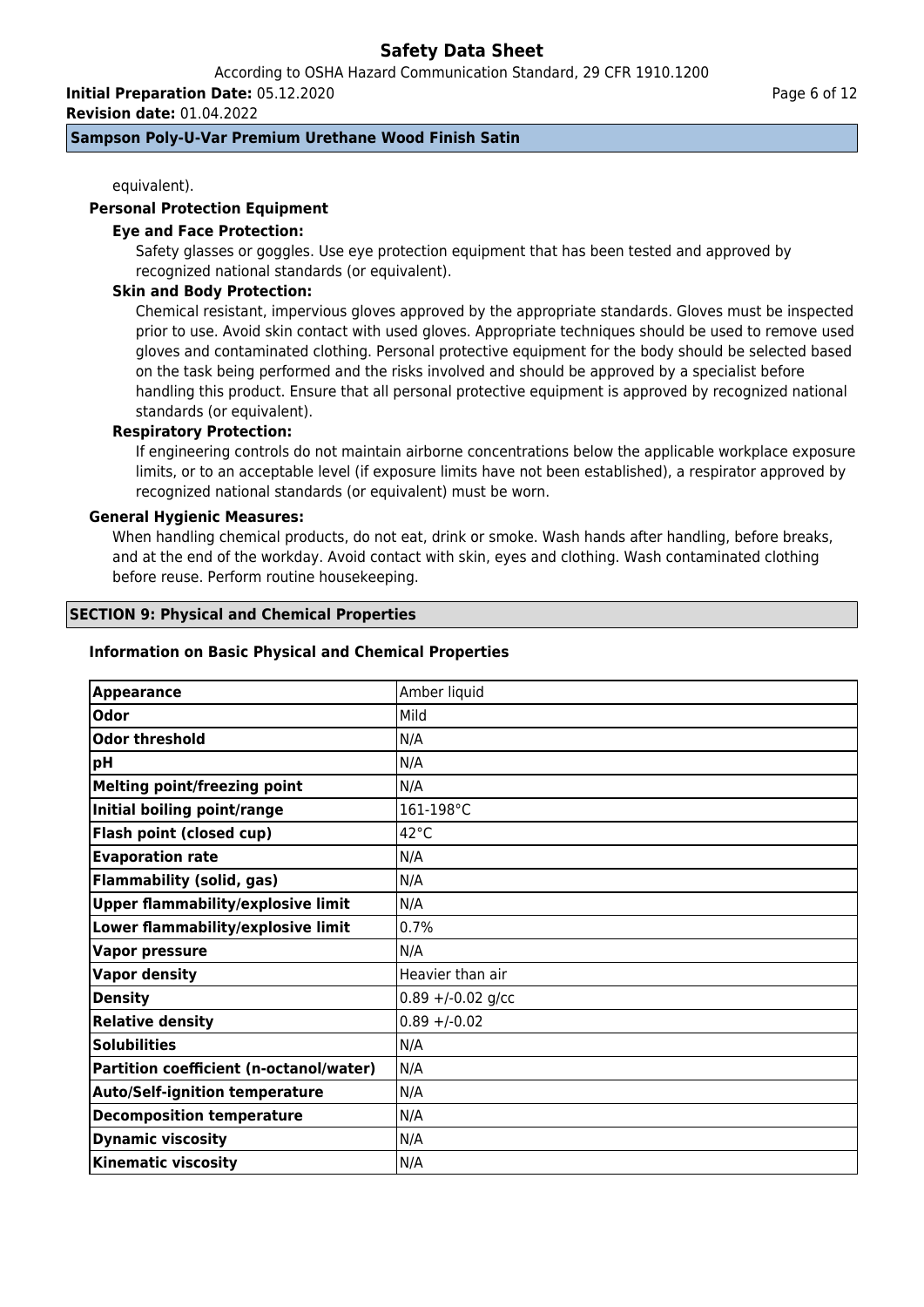equivalent).

### Personal Protection Equipment

**Eye and Face Protection:**

Safety glasses or goggles. Use eye protection equipment that has been tested and approved by recognized national standards (or equivalent).

**Skin and Body Protection:**

Chemical resistant, impervious gloves approved by the appropriate standards. Gloves must be inspected prior to use. Avoid skin contact with used gloves. Appropriate techniques should be used to remove used gloves and contaminated clothing. Personal protective equipment for the body should be selected based on the task being performed and the risks involved and should be approved by a specialist before handling this product. Ensure that all personal protective equipment is approved by recognized national standards (or equivalent).

**Respiratory Protection:**

If engineering controls do not maintain airborne concentrations below the applicable workplace exposure limits, or to an acceptable level (if exposure limits have not been established), a respirator approved by recognized national standards (or equivalent) must be worn.

### General Hygienic Measures:

When handling chemical products, do not eat, drink or smoke. Wash hands after handling, before breaks, and at the end of the workday. Avoid contact with skin, eyes and clothing. Wash contaminated clothing before reuse. Perform routine housekeeping.

## SECTION 9: Physical and Chemical Properties

### Information on Basic Physical and Chemical Properties

| Property | Value |
|---|---|
| **Appearance** | Amber liquid |
| **Odor** | Mild |
| **Odor threshold** | N/A |
| **pH** | N/A |
| **Melting point/freezing point** | N/A |
| **Initial boiling point/range** | 161-198°C |
| **Flash point (closed cup)** | 42°C |
| **Evaporation rate** | N/A |
| **Flammability (solid, gas)** | N/A |
| **Upper flammability/explosive limit** | N/A |
| **Lower flammability/explosive limit** | 0.7% |
| **Vapor pressure** | N/A |
| **Vapor density** | Heavier than air |
| **Density** | 0.89 +/-0.02 g/cc |
| **Relative density** | 0.89 +/-0.02 |
| **Solubilities** | N/A |
| **Partition coefficient (n-octanol/water)** | N/A |
| **Auto/Self-ignition temperature** | N/A |
| **Decomposition temperature** | N/A |
| **Dynamic viscosity** | N/A |
| **Kinematic viscosity** | N/A |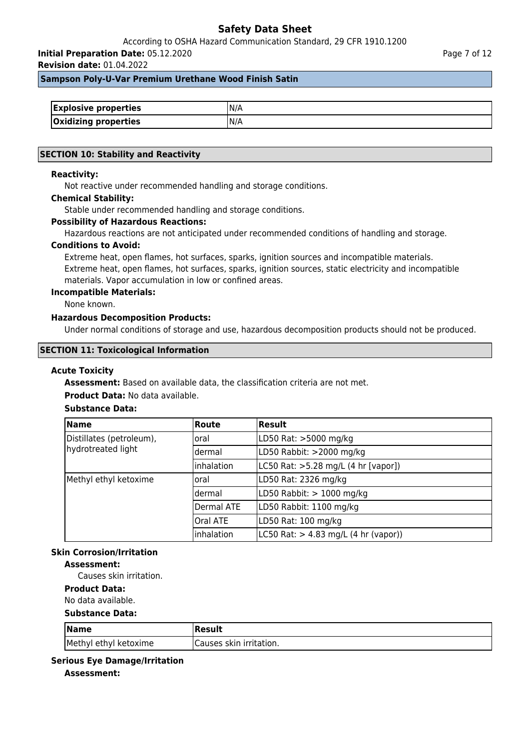| Explosive properties | N/A |
|---|---|
| Oxidizing properties | N/A |

## SECTION 10: Stability and Reactivity

**Reactivity:**

Not reactive under recommended handling and storage conditions.

**Chemical Stability:**

Stable under recommended handling and storage conditions.

**Possibility of Hazardous Reactions:**

Hazardous reactions are not anticipated under recommended conditions of handling and storage.

**Conditions to Avoid:**

Extreme heat, open flames, hot surfaces, sparks, ignition sources and incompatible materials. Extreme heat, open flames, hot surfaces, sparks, ignition sources, static electricity and incompatible materials. Vapor accumulation in low or confined areas.

**Incompatible Materials:**

None known.

**Hazardous Decomposition Products:**

Under normal conditions of storage and use, hazardous decomposition products should not be produced.

## SECTION 11: Toxicological Information

**Acute Toxicity**

**Assessment:** Based on available data, the classification criteria are not met.

**Product Data:** No data available.

**Substance Data:**

| Name | Route | Result |
|---|---|---|
| Distillates (petroleum), hydrotreated light | oral | LD50 Rat: >5000 mg/kg |
| | dermal | LD50 Rabbit: >2000 mg/kg |
| | inhalation | LC50 Rat: >5.28 mg/L (4 hr [vapor]) |
| Methyl ethyl ketoxime | oral | LD50 Rat: 2326 mg/kg |
| | dermal | LD50 Rabbit: > 1000 mg/kg |
| | Dermal ATE | LD50 Rabbit: 1100 mg/kg |
| | Oral ATE | LD50 Rat: 100 mg/kg |
| | inhalation | LC50 Rat: > 4.83 mg/L (4 hr (vapor)) |

**Skin Corrosion/Irritation**

**Assessment:**

Causes skin irritation.

**Product Data:**

No data available.

**Substance Data:**

| Name | Result |
|---|---|
| Methyl ethyl ketoxime | Causes skin irritation. |

**Serious Eye Damage/Irritation**

**Assessment:**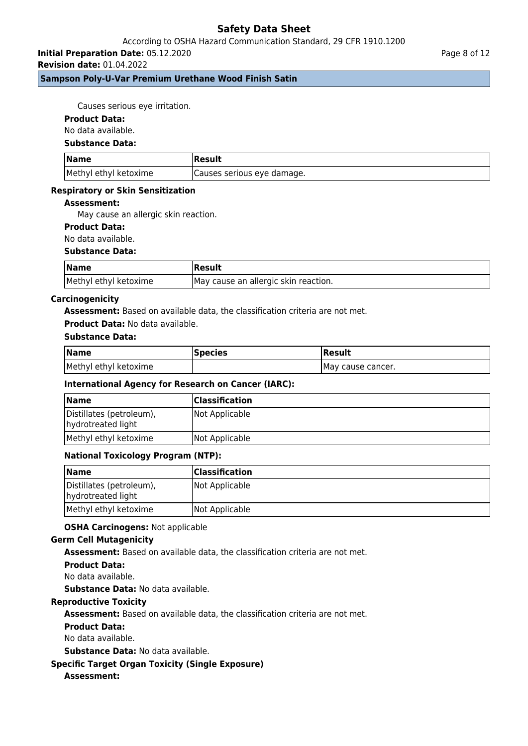Causes serious eye irritation.

**Product Data:**

No data available.

**Substance Data:**

| Name | Result |
| --- | --- |
| Methyl ethyl ketoxime | Causes serious eye damage. |

### Respiratory or Skin Sensitization

**Assessment:**

May cause an allergic skin reaction.

**Product Data:**

No data available.

**Substance Data:**

| Name | Result |
| --- | --- |
| Methyl ethyl ketoxime | May cause an allergic skin reaction. |

### Carcinogenicity

**Assessment:** Based on available data, the classification criteria are not met.

**Product Data:** No data available.

**Substance Data:**

| Name | Species | Result |
| --- | --- | --- |
| Methyl ethyl ketoxime | | May cause cancer. |

**International Agency for Research on Cancer (IARC):**

| Name | Classification |
| --- | --- |
| Distillates (petroleum), hydrotreated light | Not Applicable |
| Methyl ethyl ketoxime | Not Applicable |

**National Toxicology Program (NTP):**

| Name | Classification |
| --- | --- |
| Distillates (petroleum), hydrotreated light | Not Applicable |
| Methyl ethyl ketoxime | Not Applicable |

**OSHA Carcinogens:** Not applicable

### Germ Cell Mutagenicity

**Assessment:** Based on available data, the classification criteria are not met.

**Product Data:**

No data available.

**Substance Data:** No data available.

### Reproductive Toxicity

**Assessment:** Based on available data, the classification criteria are not met.

**Product Data:**

No data available.

**Substance Data:** No data available.

### Specific Target Organ Toxicity (Single Exposure)

**Assessment:**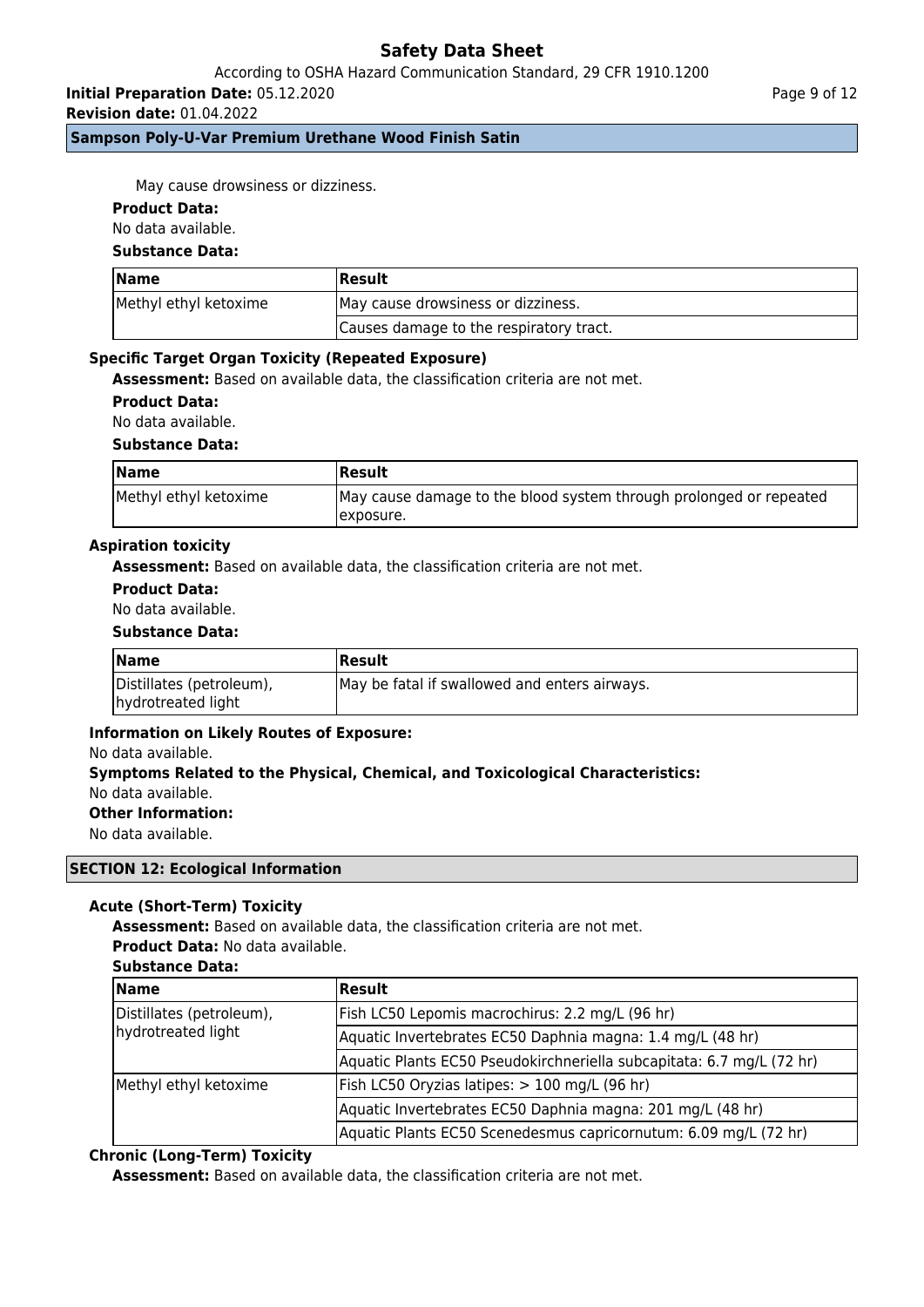May cause drowsiness or dizziness.

**Product Data:**

No data available.

**Substance Data:**

| Name | Result |
| --- | --- |
| Methyl ethyl ketoxime | May cause drowsiness or dizziness. |
| | Causes damage to the respiratory tract. |

**Specific Target Organ Toxicity (Repeated Exposure)**

**Assessment:** Based on available data, the classification criteria are not met.

**Product Data:**

No data available.

**Substance Data:**

| Name | Result |
| --- | --- |
| Methyl ethyl ketoxime | May cause damage to the blood system through prolonged or repeated exposure. |

**Aspiration toxicity**

**Assessment:** Based on available data, the classification criteria are not met.

**Product Data:**

No data available.

**Substance Data:**

| Name | Result |
| --- | --- |
| Distillates (petroleum), hydrotreated light | May be fatal if swallowed and enters airways. |

**Information on Likely Routes of Exposure:**

No data available.

**Symptoms Related to the Physical, Chemical, and Toxicological Characteristics:**

No data available.

**Other Information:**

No data available.

## SECTION 12: Ecological Information

**Acute (Short-Term) Toxicity**

**Assessment:** Based on available data, the classification criteria are not met.

**Product Data:** No data available.

**Substance Data:**

| Name | Result |
| --- | --- |
| Distillates (petroleum), hydrotreated light | Fish LC50 Lepomis macrochirus: 2.2 mg/L (96 hr) |
| | Aquatic Invertebrates EC50 Daphnia magna: 1.4 mg/L (48 hr) |
| | Aquatic Plants EC50 Pseudokirchneriella subcapitata: 6.7 mg/L (72 hr) |
| Methyl ethyl ketoxime | Fish LC50 Oryzias latipes: > 100 mg/L (96 hr) |
| | Aquatic Invertebrates EC50 Daphnia magna: 201 mg/L (48 hr) |
| | Aquatic Plants EC50 Scenedesmus capricornutum: 6.09 mg/L (72 hr) |

**Chronic (Long-Term) Toxicity**

**Assessment:** Based on available data, the classification criteria are not met.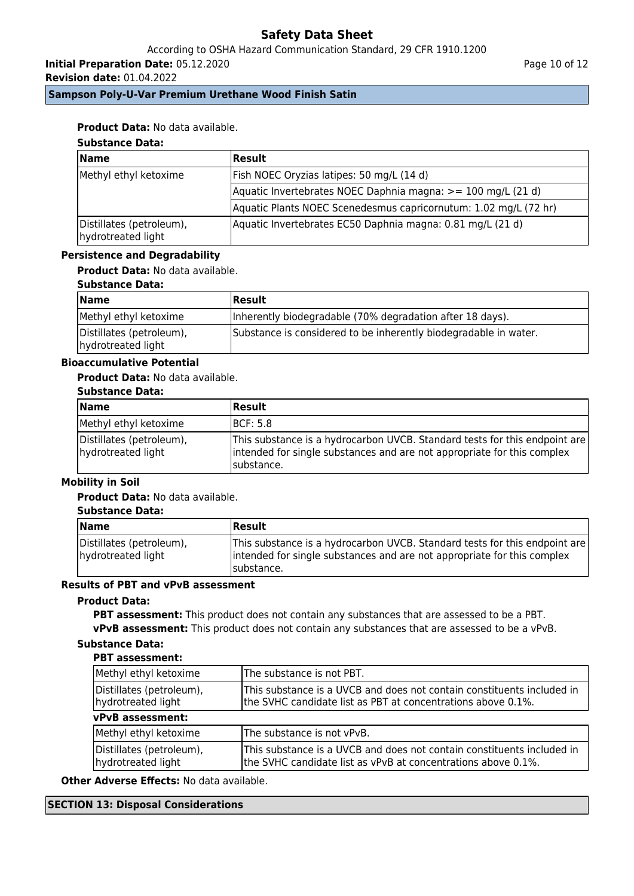**Product Data:** No data available.

**Substance Data:**

| Name | Result |
| --- | --- |
| Methyl ethyl ketoxime | Fish NOEC Oryzias latipes: 50 mg/L (14 d) |
| | Aquatic Invertebrates NOEC Daphnia magna: >= 100 mg/L (21 d) |
| | Aquatic Plants NOEC Scenedesmus capricornutum: 1.02 mg/L (72 hr) |
| Distillates (petroleum), hydrotreated light | Aquatic Invertebrates EC50 Daphnia magna: 0.81 mg/L (21 d) |

### Persistence and Degradability

**Product Data:** No data available.

**Substance Data:**

| Name | Result |
| --- | --- |
| Methyl ethyl ketoxime | Inherently biodegradable (70% degradation after 18 days). |
| Distillates (petroleum), hydrotreated light | Substance is considered to be inherently biodegradable in water. |

### Bioaccumulative Potential

**Product Data:** No data available.

**Substance Data:**

| Name | Result |
| --- | --- |
| Methyl ethyl ketoxime | BCF: 5.8 |
| Distillates (petroleum), hydrotreated light | This substance is a hydrocarbon UVCB. Standard tests for this endpoint are intended for single substances and are not appropriate for this complex substance. |

### Mobility in Soil

**Product Data:** No data available.

**Substance Data:**

| Name | Result |
| --- | --- |
| Distillates (petroleum), hydrotreated light | This substance is a hydrocarbon UVCB. Standard tests for this endpoint are intended for single substances and are not appropriate for this complex substance. |

### Results of PBT and vPvB assessment

**Product Data:**

**PBT assessment:** This product does not contain any substances that are assessed to be a PBT.

**vPvB assessment:** This product does not contain any substances that are assessed to be a vPvB.

**Substance Data:**

**PBT assessment:**

| Name | Result |
| --- | --- |
| Methyl ethyl ketoxime | The substance is not PBT. |
| Distillates (petroleum), hydrotreated light | This substance is a UVCB and does not contain constituents included in the SVHC candidate list as PBT at concentrations above 0.1%. |

**vPvB assessment:**

| Name | Result |
| --- | --- |
| Methyl ethyl ketoxime | The substance is not vPvB. |
| Distillates (petroleum), hydrotreated light | This substance is a UVCB and does not contain constituents included in the SVHC candidate list as vPvB at concentrations above 0.1%. |

**Other Adverse Effects:** No data available.

## SECTION 13: Disposal Considerations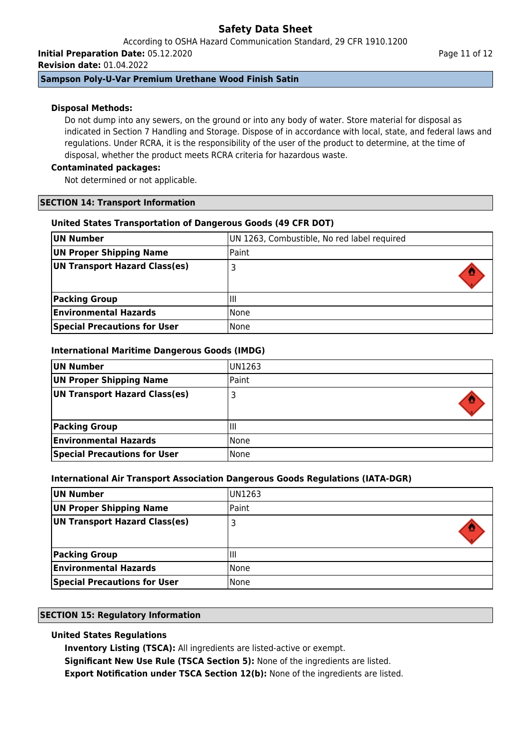**Disposal Methods:**

Do not dump into any sewers, on the ground or into any body of water. Store material for disposal as indicated in Section 7 Handling and Storage. Dispose of in accordance with local, state, and federal laws and regulations. Under RCRA, it is the responsibility of the user of the product to determine, at the time of disposal, whether the product meets RCRA criteria for hazardous waste.

**Contaminated packages:**

Not determined or not applicable.

## SECTION 14: Transport Information

### United States Transportation of Dangerous Goods (49 CFR DOT)

| | |
|---|---|
| **UN Number** | UN 1263, Combustible, No red label required |
| **UN Proper Shipping Name** | Paint |
| **UN Transport Hazard Class(es)** | 3 |
| **Packing Group** | III |
| **Environmental Hazards** | None |
| **Special Precautions for User** | None |

### International Maritime Dangerous Goods (IMDG)

| | |
|---|---|
| **UN Number** | UN1263 |
| **UN Proper Shipping Name** | Paint |
| **UN Transport Hazard Class(es)** | 3 |
| **Packing Group** | III |
| **Environmental Hazards** | None |
| **Special Precautions for User** | None |

### International Air Transport Association Dangerous Goods Regulations (IATA-DGR)

| | |
|---|---|
| **UN Number** | UN1263 |
| **UN Proper Shipping Name** | Paint |
| **UN Transport Hazard Class(es)** | 3 |
| **Packing Group** | III |
| **Environmental Hazards** | None |
| **Special Precautions for User** | None |

## SECTION 15: Regulatory Information

### United States Regulations

**Inventory Listing (TSCA):** All ingredients are listed-active or exempt.

**Significant New Use Rule (TSCA Section 5):** None of the ingredients are listed.

**Export Notification under TSCA Section 12(b):** None of the ingredients are listed.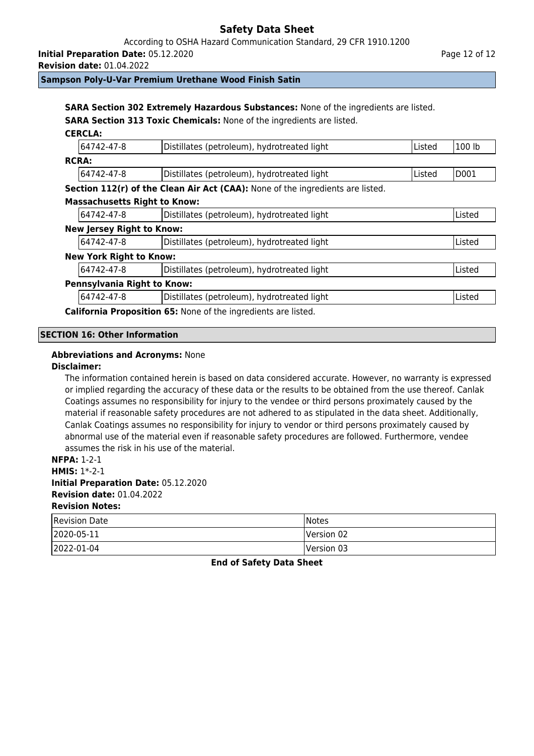**SARA Section 302 Extremely Hazardous Substances:** None of the ingredients are listed.

**SARA Section 313 Toxic Chemicals:** None of the ingredients are listed.

**CERCLA:**

| | | | |
|---|---|---|---|
| 64742-47-8 | Distillates (petroleum), hydrotreated light | Listed | 100 lb |

**RCRA:**

| | | | |
|---|---|---|---|
| 64742-47-8 | Distillates (petroleum), hydrotreated light | Listed | D001 |

**Section 112(r) of the Clean Air Act (CAA):** None of the ingredients are listed.

**Massachusetts Right to Know:**

| | | |
|---|---|---|
| 64742-47-8 | Distillates (petroleum), hydrotreated light | Listed |

**New Jersey Right to Know:**

| | | |
|---|---|---|
| 64742-47-8 | Distillates (petroleum), hydrotreated light | Listed |

**New York Right to Know:**

| | | |
|---|---|---|
| 64742-47-8 | Distillates (petroleum), hydrotreated light | Listed |

**Pennsylvania Right to Know:**

| | | |
|---|---|---|
| 64742-47-8 | Distillates (petroleum), hydrotreated light | Listed |

**California Proposition 65:** None of the ingredients are listed.

## SECTION 16: Other Information

**Abbreviations and Acronyms:** None

**Disclaimer:**

The information contained herein is based on data considered accurate. However, no warranty is expressed or implied regarding the accuracy of these data or the results to be obtained from the use thereof. Canlak Coatings assumes no responsibility for injury to the vendee or third persons proximately caused by the material if reasonable safety procedures are not adhered to as stipulated in the data sheet. Additionally, Canlak Coatings assumes no responsibility for injury to vendor or third persons proximately caused by abnormal use of the material even if reasonable safety procedures are followed. Furthermore, vendee assumes the risk in his use of the material.

**NFPA:** 1-2-1

**HMIS:** 1*-2-1

**Initial Preparation Date:** 05.12.2020

**Revision date:** 01.04.2022

**Revision Notes:**

| Revision Date | Notes |
|---|---|
| 2020-05-11 | Version 02 |
| 2022-01-04 | Version 03 |

**End of Safety Data Sheet**